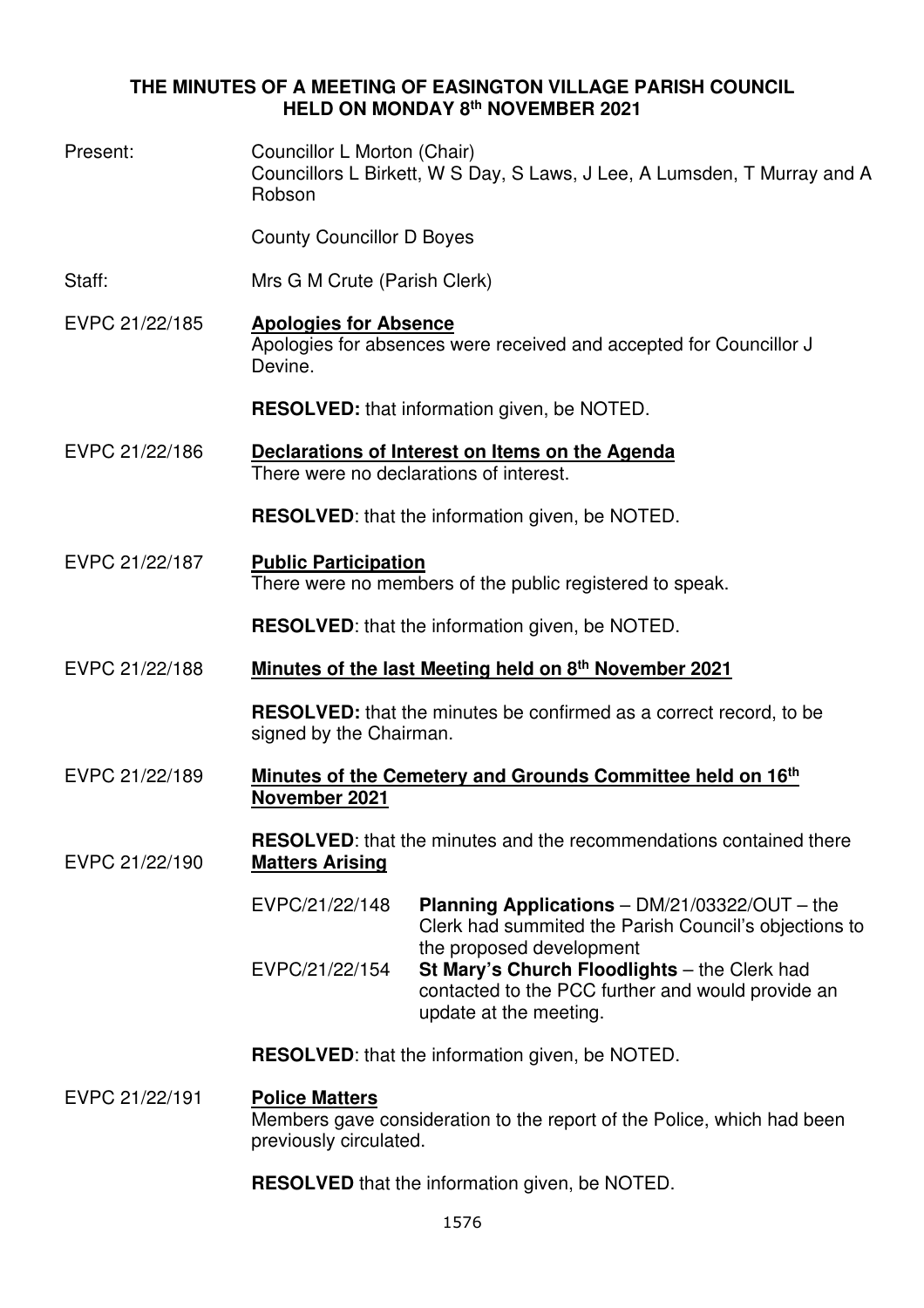# THE MINUTES OF A MEETING OF EASINGTON VILLAGE PARISH COUNCIL HELD ON MONDAY 8th NOVEMBER 2021

**Present:** Councillor L Morton (Chair)
Councillors L Birkett, W S Day, S Laws, J Lee, A Lumsden, T Murray and A Robson

County Councillor D Boyes

**Staff:** Mrs G M Crute (Parish Clerk)

**EVPC 21/22/185 Apologies for Absence**

Apologies for absences were received and accepted for Councillor J Devine.

**RESOLVED:** that information given, be NOTED.

**EVPC 21/22/186 Declarations of Interest on Items on the Agenda**

There were no declarations of interest.

**RESOLVED**: that the information given, be NOTED.

**EVPC 21/22/187 Public Participation**

There were no members of the public registered to speak.

**RESOLVED**: that the information given, be NOTED.

**EVPC 21/22/188 Minutes of the last Meeting held on 8th November 2021**

**RESOLVED:** that the minutes be confirmed as a correct record, to be signed by the Chairman.

**EVPC 21/22/189 Minutes of the Cemetery and Grounds Committee held on 16th November 2021**

**RESOLVED**: that the minutes and the recommendations contained there

**EVPC 21/22/190 Matters Arising**

| | |
|---|---|
| EVPC/21/22/148 | **Planning Applications** – DM/21/03322/OUT – the Clerk had summited the Parish Council's objections to the proposed development |
| EVPC/21/22/154 | **St Mary's Church Floodlights** – the Clerk had contacted to the PCC further and would provide an update at the meeting. |

**RESOLVED**: that the information given, be NOTED.

**EVPC 21/22/191 Police Matters**

Members gave consideration to the report of the Police, which had been previously circulated.

**RESOLVED** that the information given, be NOTED.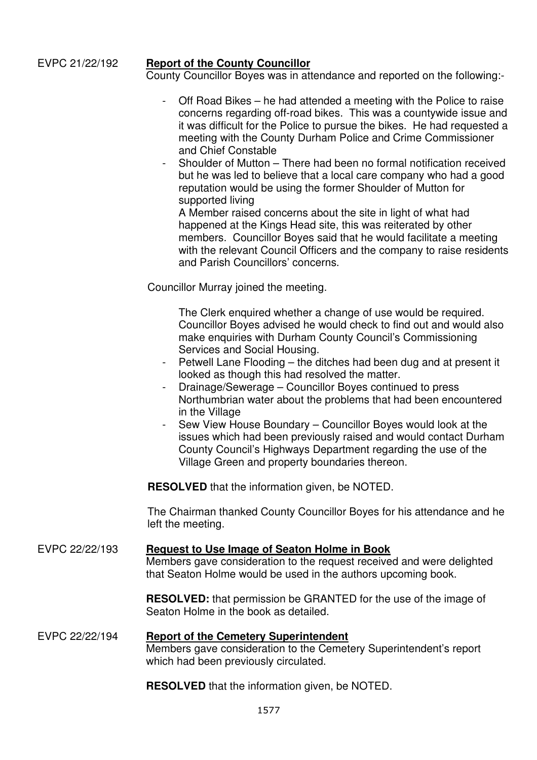**EVPC 21/22/192 Report of the County Councillor**

County Councillor Boyes was in attendance and reported on the following:-

- Off Road Bikes – he had attended a meeting with the Police to raise concerns regarding off-road bikes. This was a countywide issue and it was difficult for the Police to pursue the bikes. He had requested a meeting with the County Durham Police and Crime Commissioner and Chief Constable
- Shoulder of Mutton – There had been no formal notification received but he was led to believe that a local care company who had a good reputation would be using the former Shoulder of Mutton for supported living

  A Member raised concerns about the site in light of what had happened at the Kings Head site, this was reiterated by other members. Councillor Boyes said that he would facilitate a meeting with the relevant Council Officers and the company to raise residents and Parish Councillors' concerns.

Councillor Murray joined the meeting.

The Clerk enquired whether a change of use would be required. Councillor Boyes advised he would check to find out and would also make enquiries with Durham County Council's Commissioning Services and Social Housing.

- Petwell Lane Flooding – the ditches had been dug and at present it looked as though this had resolved the matter.
- Drainage/Sewerage – Councillor Boyes continued to press Northumbrian water about the problems that had been encountered in the Village
- Sew View House Boundary – Councillor Boyes would look at the issues which had been previously raised and would contact Durham County Council's Highways Department regarding the use of the Village Green and property boundaries thereon.

**RESOLVED** that the information given, be NOTED.

The Chairman thanked County Councillor Boyes for his attendance and he left the meeting.

**EVPC 22/22/193 Request to Use Image of Seaton Holme in Book**

Members gave consideration to the request received and were delighted that Seaton Holme would be used in the authors upcoming book.

**RESOLVED:** that permission be GRANTED for the use of the image of Seaton Holme in the book as detailed.

**EVPC 22/22/194 Report of the Cemetery Superintendent**

Members gave consideration to the Cemetery Superintendent's report which had been previously circulated.

**RESOLVED** that the information given, be NOTED.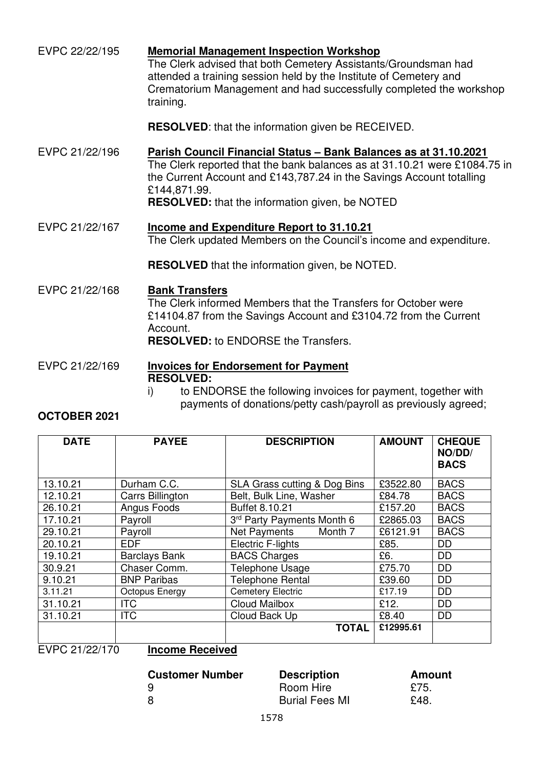EVPC 22/22/195 **Memorial Management Inspection Workshop**

The Clerk advised that both Cemetery Assistants/Groundsman had attended a training session held by the Institute of Cemetery and Crematorium Management and had successfully completed the workshop training.

**RESOLVED**: that the information given be RECEIVED.

EVPC 21/22/196 **Parish Council Financial Status – Bank Balances as at 31.10.2021**

The Clerk reported that the bank balances as at 31.10.21 were £1084.75 in the Current Account and £143,787.24 in the Savings Account totalling £144,871.99.

**RESOLVED:** that the information given, be NOTED

EVPC 21/22/167 **Income and Expenditure Report to 31.10.21**

The Clerk updated Members on the Council's income and expenditure.

**RESOLVED** that the information given, be NOTED.

EVPC 21/22/168 **Bank Transfers**

The Clerk informed Members that the Transfers for October were £14104.87 from the Savings Account and £3104.72 from the Current Account.

**RESOLVED:** to ENDORSE the Transfers.

EVPC 21/22/169 **Invoices for Endorsement for Payment**

**RESOLVED:**

i) to ENDORSE the following invoices for payment, together with payments of donations/petty cash/payroll as previously agreed;

**OCTOBER 2021**

| DATE | PAYEE | DESCRIPTION | AMOUNT | CHEQUE NO/DD/ BACS |
|---|---|---|---|---|
| 13.10.21 | Durham C.C. | SLA Grass cutting & Dog Bins | £3522.80 | BACS |
| 12.10.21 | Carrs Billington | Belt, Bulk Line, Washer | £84.78 | BACS |
| 26.10.21 | Angus Foods | Buffet 8.10.21 | £157.20 | BACS |
| 17.10.21 | Payroll | 3rd Party Payments Month 6 | £2865.03 | BACS |
| 29.10.21 | Payroll | Net Payments Month 7 | £6121.91 | BACS |
| 20.10.21 | EDF | Electric F-lights | £85. | DD |
| 19.10.21 | Barclays Bank | BACS Charges | £6. | DD |
| 30.9.21 | Chaser Comm. | Telephone Usage | £75.70 | DD |
| 9.10.21 | BNP Paribas | Telephone Rental | £39.60 | DD |
| 3.11.21 | Octopus Energy | Cemetery Electric | £17.19 | DD |
| 31.10.21 | ITC | Cloud Mailbox | £12. | DD |
| 31.10.21 | ITC | Cloud Back Up | £8.40 | DD |
| | | **TOTAL** | **£12995.61** | |

EVPC 21/22/170 **Income Received**

| Customer Number | Description | Amount |
|---|---|---|
| 9 | Room Hire | £75. |
| 8 | Burial Fees MI | £48. |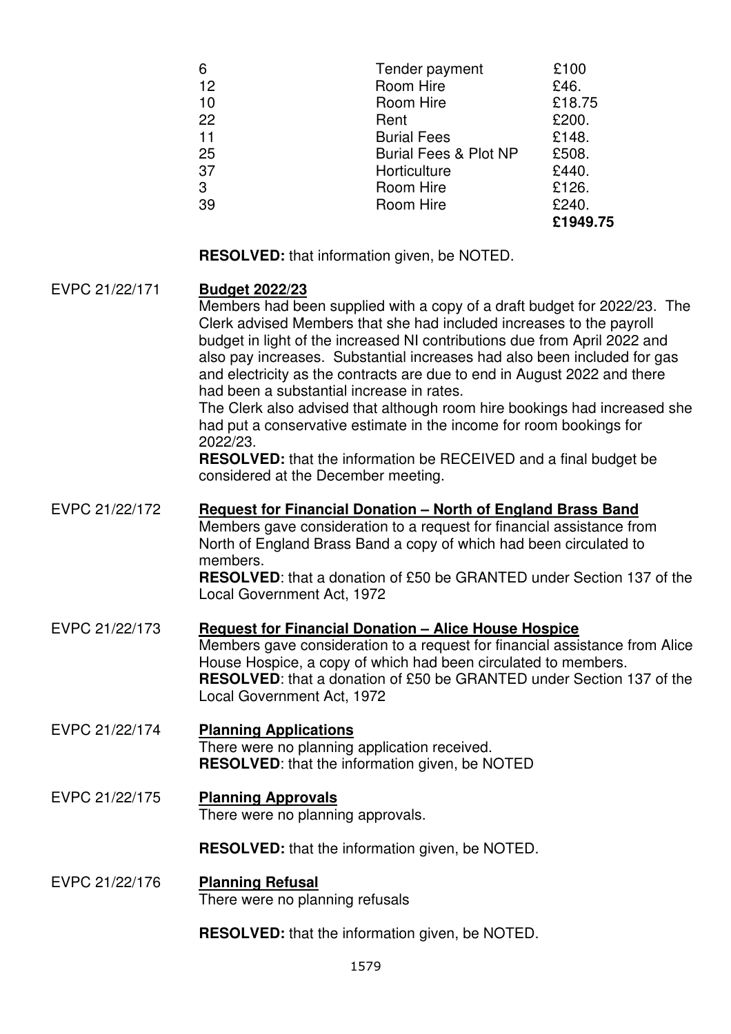| | | |
|---|---|---|
| 6 | Tender payment | £100 |
| 12 | Room Hire | £46. |
| 10 | Room Hire | £18.75 |
| 22 | Rent | £200. |
| 11 | Burial Fees | £148. |
| 25 | Burial Fees & Plot NP | £508. |
| 37 | Horticulture | £440. |
| 3 | Room Hire | £126. |
| 39 | Room Hire | £240. |
| | | **£1949.75** |

**RESOLVED:** that information given, be NOTED.

EVPC 21/22/171 **Budget 2022/23**

Members had been supplied with a copy of a draft budget for 2022/23. The Clerk advised Members that she had included increases to the payroll budget in light of the increased NI contributions due from April 2022 and also pay increases. Substantial increases had also been included for gas and electricity as the contracts are due to end in August 2022 and there had been a substantial increase in rates.

The Clerk also advised that although room hire bookings had increased she had put a conservative estimate in the income for room bookings for 2022/23.

**RESOLVED:** that the information be RECEIVED and a final budget be considered at the December meeting.

EVPC 21/22/172 **Request for Financial Donation – North of England Brass Band**

Members gave consideration to a request for financial assistance from North of England Brass Band a copy of which had been circulated to members.

**RESOLVED**: that a donation of £50 be GRANTED under Section 137 of the Local Government Act, 1972

EVPC 21/22/173 **Request for Financial Donation – Alice House Hospice**

Members gave consideration to a request for financial assistance from Alice House Hospice, a copy of which had been circulated to members.

**RESOLVED**: that a donation of £50 be GRANTED under Section 137 of the Local Government Act, 1972

EVPC 21/22/174 **Planning Applications**

There were no planning application received.

**RESOLVED**: that the information given, be NOTED

EVPC 21/22/175 **Planning Approvals**

There were no planning approvals.

**RESOLVED:** that the information given, be NOTED.

EVPC 21/22/176 **Planning Refusal**

There were no planning refusals

**RESOLVED:** that the information given, be NOTED.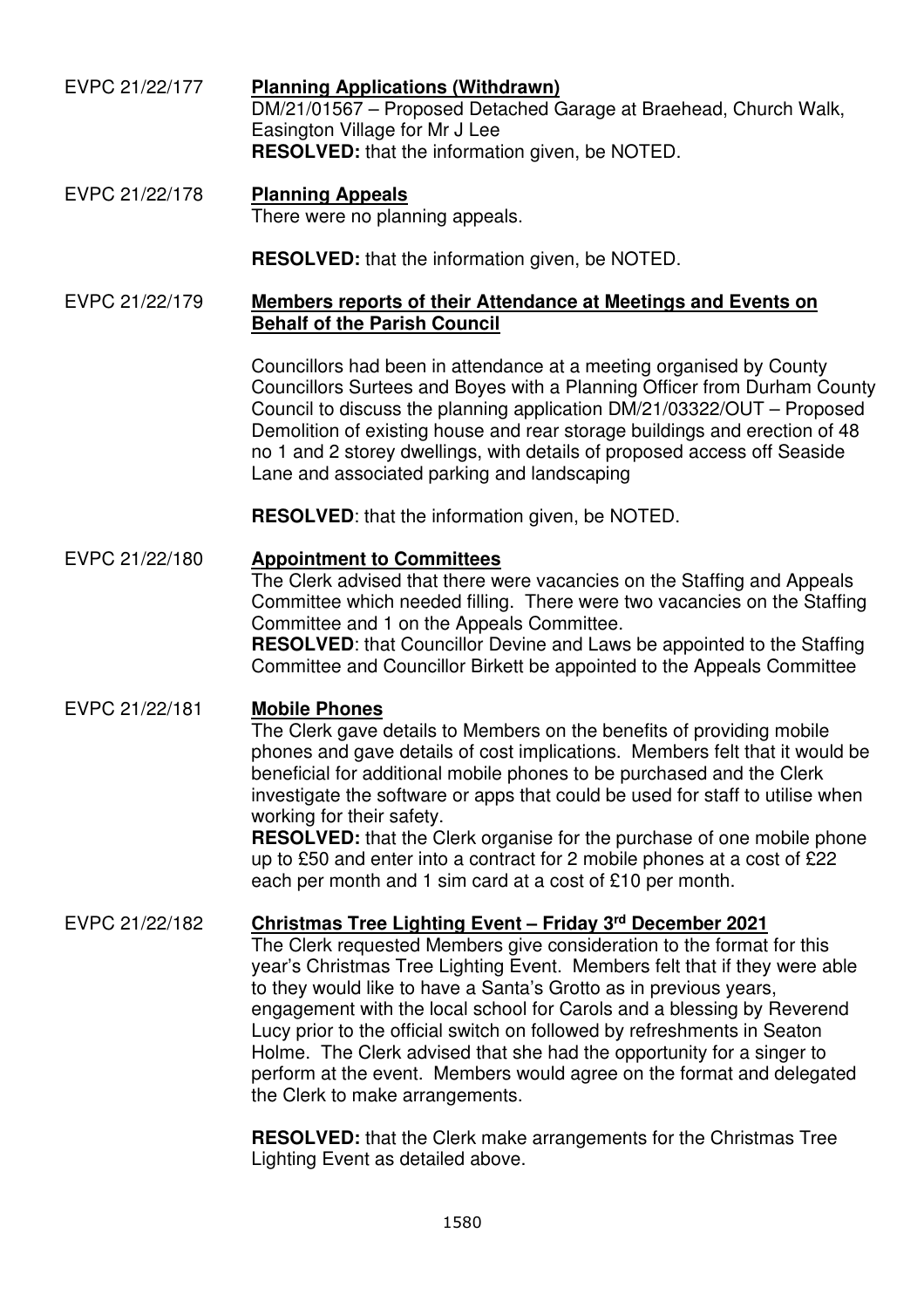EVPC 21/22/177 **Planning Applications (Withdrawn)**

DM/21/01567 – Proposed Detached Garage at Braehead, Church Walk, Easington Village for Mr J Lee

**RESOLVED:** that the information given, be NOTED.

EVPC 21/22/178 **Planning Appeals**

There were no planning appeals.

**RESOLVED:** that the information given, be NOTED.

EVPC 21/22/179 **Members reports of their Attendance at Meetings and Events on Behalf of the Parish Council**

Councillors had been in attendance at a meeting organised by County Councillors Surtees and Boyes with a Planning Officer from Durham County Council to discuss the planning application DM/21/03322/OUT – Proposed Demolition of existing house and rear storage buildings and erection of 48 no 1 and 2 storey dwellings, with details of proposed access off Seaside Lane and associated parking and landscaping

**RESOLVED**: that the information given, be NOTED.

EVPC 21/22/180 **Appointment to Committees**

The Clerk advised that there were vacancies on the Staffing and Appeals Committee which needed filling. There were two vacancies on the Staffing Committee and 1 on the Appeals Committee.

**RESOLVED**: that Councillor Devine and Laws be appointed to the Staffing Committee and Councillor Birkett be appointed to the Appeals Committee

EVPC 21/22/181 **Mobile Phones**

The Clerk gave details to Members on the benefits of providing mobile phones and gave details of cost implications. Members felt that it would be beneficial for additional mobile phones to be purchased and the Clerk investigate the software or apps that could be used for staff to utilise when working for their safety.

**RESOLVED:** that the Clerk organise for the purchase of one mobile phone up to £50 and enter into a contract for 2 mobile phones at a cost of £22 each per month and 1 sim card at a cost of £10 per month.

EVPC 21/22/182 **Christmas Tree Lighting Event – Friday 3rd December 2021**

The Clerk requested Members give consideration to the format for this year's Christmas Tree Lighting Event. Members felt that if they were able to they would like to have a Santa's Grotto as in previous years, engagement with the local school for Carols and a blessing by Reverend Lucy prior to the official switch on followed by refreshments in Seaton Holme. The Clerk advised that she had the opportunity for a singer to perform at the event. Members would agree on the format and delegated the Clerk to make arrangements.

**RESOLVED:** that the Clerk make arrangements for the Christmas Tree Lighting Event as detailed above.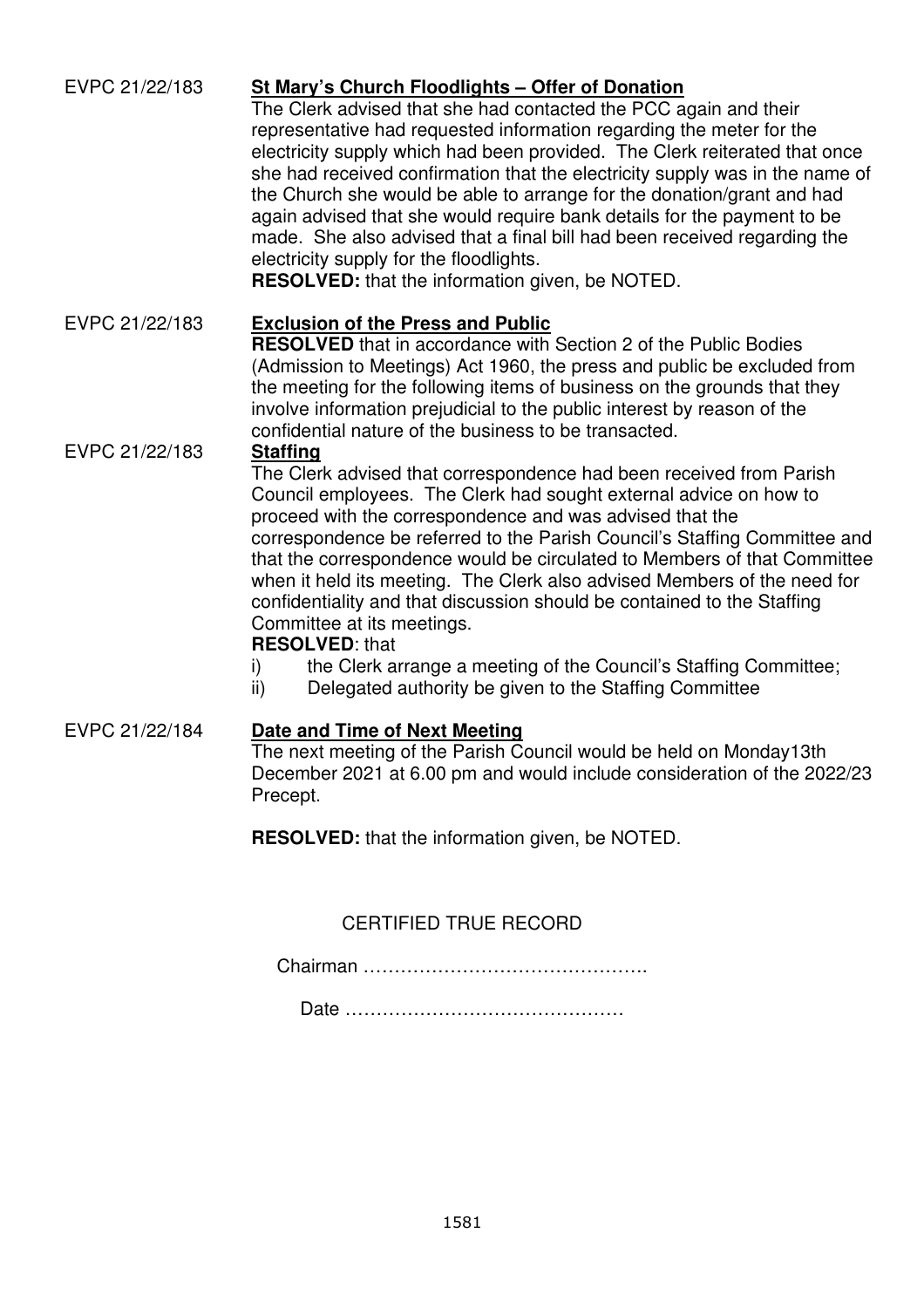EVPC 21/22/183 **St Mary's Church Floodlights – Offer of Donation**

The Clerk advised that she had contacted the PCC again and their representative had requested information regarding the meter for the electricity supply which had been provided. The Clerk reiterated that once she had received confirmation that the electricity supply was in the name of the Church she would be able to arrange for the donation/grant and had again advised that she would require bank details for the payment to be made. She also advised that a final bill had been received regarding the electricity supply for the floodlights.

**RESOLVED:** that the information given, be NOTED.

EVPC 21/22/183 **Exclusion of the Press and Public**

**RESOLVED** that in accordance with Section 2 of the Public Bodies (Admission to Meetings) Act 1960, the press and public be excluded from the meeting for the following items of business on the grounds that they involve information prejudicial to the public interest by reason of the confidential nature of the business to be transacted.

EVPC 21/22/183 **Staffing**

The Clerk advised that correspondence had been received from Parish Council employees. The Clerk had sought external advice on how to proceed with the correspondence and was advised that the correspondence be referred to the Parish Council's Staffing Committee and that the correspondence would be circulated to Members of that Committee when it held its meeting. The Clerk also advised Members of the need for confidentiality and that discussion should be contained to the Staffing Committee at its meetings.

**RESOLVED**: that

i) the Clerk arrange a meeting of the Council's Staffing Committee;
ii) Delegated authority be given to the Staffing Committee

EVPC 21/22/184 **Date and Time of Next Meeting**

The next meeting of the Parish Council would be held on Monday13th December 2021 at 6.00 pm and would include consideration of the 2022/23 Precept.

**RESOLVED:** that the information given, be NOTED.

CERTIFIED TRUE RECORD

Chairman ……………………………………….

Date ………………………………………